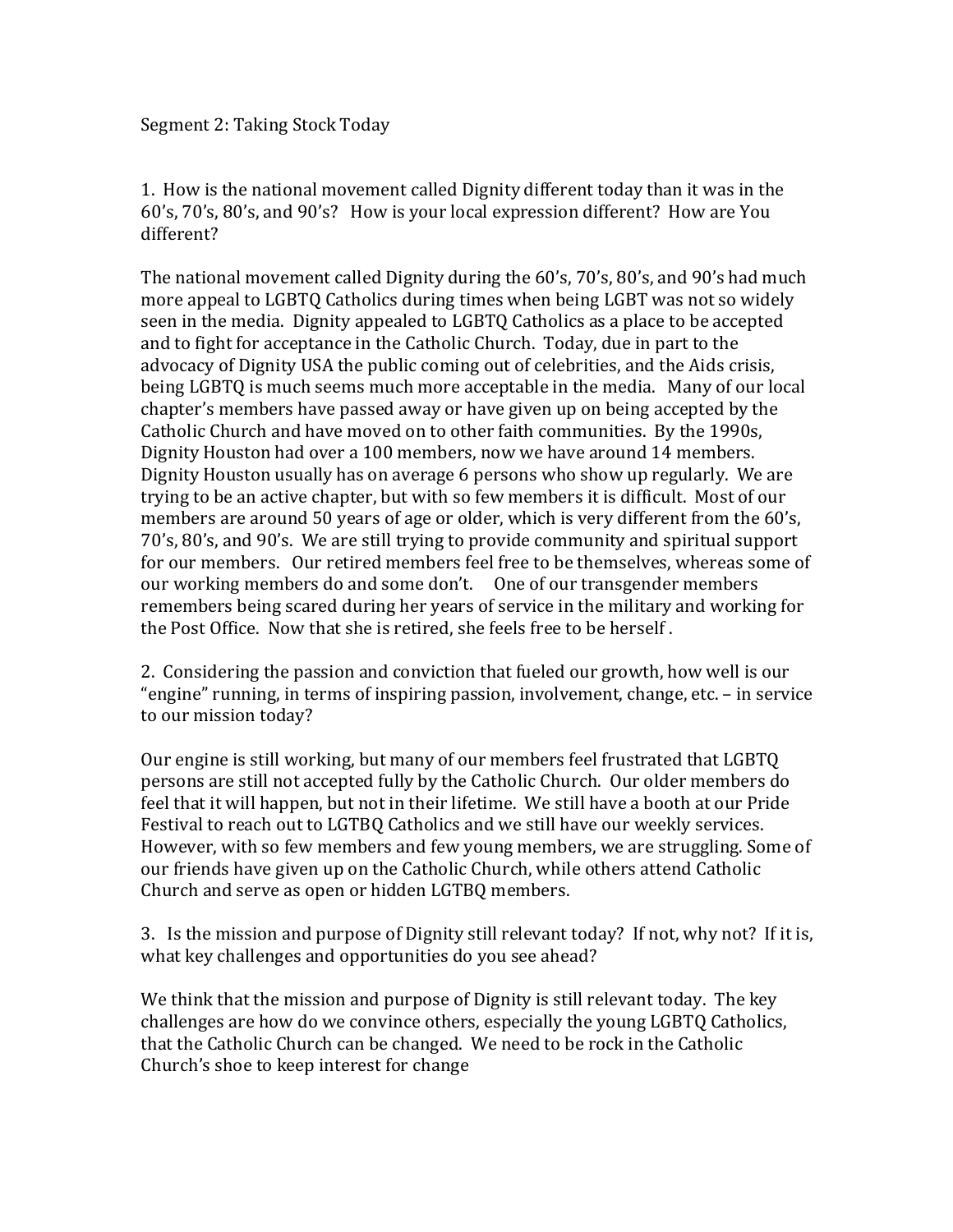Segment 2: Taking Stock Today

1. How is the national movement called Dignity different today than it was in the 60's, 70's, 80's, and 90's? How is your local expression different? How are You different?

The national movement called Dignity during the 60's, 70's, 80's, and 90's had much more appeal to LGBTQ Catholics during times when being LGBT was not so widely seen in the media. Dignity appealed to LGBTQ Catholics as a place to be accepted and to fight for acceptance in the Catholic Church. Today, due in part to the advocacy of Dignity USA the public coming out of celebrities, and the Aids crisis, being LGBTQ is much seems much more acceptable in the media. Many of our local chapter's members have passed away or have given up on being accepted by the Catholic Church and have moved on to other faith communities. By the 1990s, Dignity Houston had over a 100 members, now we have around 14 members. Dignity Houston usually has on average 6 persons who show up regularly. We are trying to be an active chapter, but with so few members it is difficult. Most of our members are around 50 years of age or older, which is very different from the 60's, 70's, 80's, and 90's. We are still trying to provide community and spiritual support for our members. Our retired members feel free to be themselves, whereas some of our working members do and some don't. One of our transgender members remembers being scared during her years of service in the military and working for the Post Office. Now that she is retired, she feels free to be herself .

2. Considering the passion and conviction that fueled our growth, how well is our "engine" running, in terms of inspiring passion, involvement, change, etc. – in service to our mission today?

Our engine is still working, but many of our members feel frustrated that LGBTQ persons are still not accepted fully by the Catholic Church. Our older members do feel that it will happen, but not in their lifetime. We still have a booth at our Pride Festival to reach out to LGTBQ Catholics and we still have our weekly services. However, with so few members and few young members, we are struggling. Some of our friends have given up on the Catholic Church, while others attend Catholic Church and serve as open or hidden LGTBQ members.

3. Is the mission and purpose of Dignity still relevant today? If not, why not? If it is, what key challenges and opportunities do you see ahead?

We think that the mission and purpose of Dignity is still relevant today. The key challenges are how do we convince others, especially the young LGBTQ Catholics, that the Catholic Church can be changed. We need to be rock in the Catholic Church's shoe to keep interest for change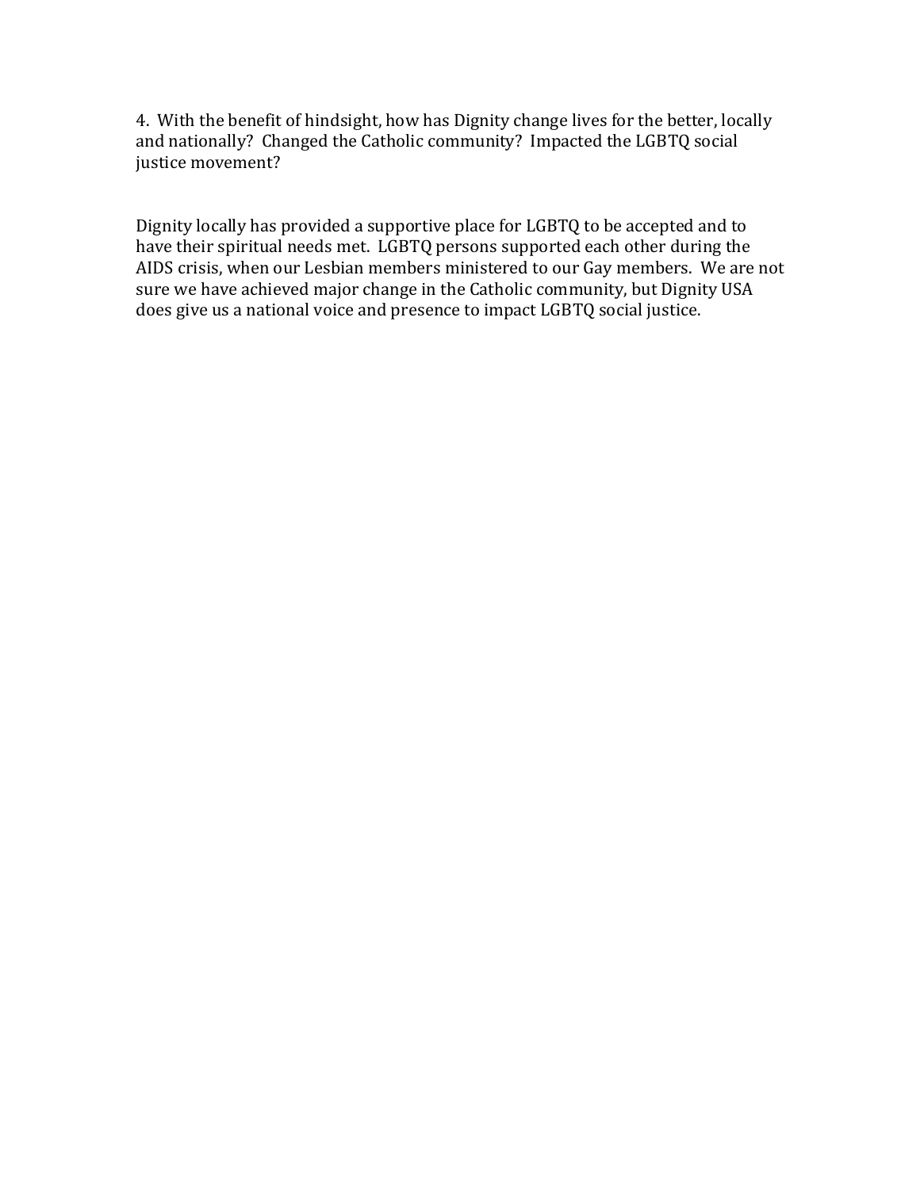4. With the benefit of hindsight, how has Dignity change lives for the better, locally and nationally? Changed the Catholic community? Impacted the LGBTQ social justice movement?

Dignity locally has provided a supportive place for LGBTQ to be accepted and to have their spiritual needs met. LGBTQ persons supported each other during the AIDS crisis, when our Lesbian members ministered to our Gay members. We are not sure we have achieved major change in the Catholic community, but Dignity USA does give us a national voice and presence to impact LGBTQ social justice.